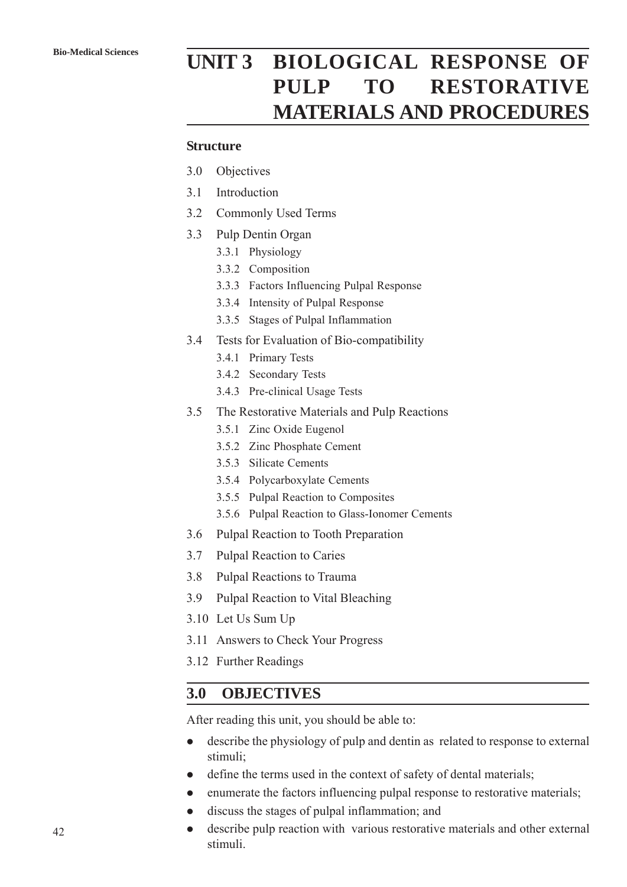# UNIT 3 BIOLOGICAL RESPONSE OF PULP TO RESTORATIVE MATERIALS AND PROCEDURES

**Structure**

3.0 Objectives

3.1 Introduction

3.2 Commonly Used Terms

3.3 Pulp Dentin Organ

- 3.3.1 Physiology
- 3.3.2 Composition
- 3.3.3 Factors Influencing Pulpal Response
- 3.3.4 Intensity of Pulpal Response
- 3.3.5 Stages of Pulpal Inflammation

3.4 Tests for Evaluation of Bio-compatibility

- 3.4.1 Primary Tests
- 3.4.2 Secondary Tests
- 3.4.3 Pre-clinical Usage Tests

3.5 The Restorative Materials and Pulp Reactions

- 3.5.1 Zinc Oxide Eugenol
- 3.5.2 Zinc Phosphate Cement
- 3.5.3 Silicate Cements
- 3.5.4 Polycarboxylate Cements
- 3.5.5 Pulpal Reaction to Composites
- 3.5.6 Pulpal Reaction to Glass-Ionomer Cements

3.6 Pulpal Reaction to Tooth Preparation

3.7 Pulpal Reaction to Caries

3.8 Pulpal Reactions to Trauma

3.9 Pulpal Reaction to Vital Bleaching

3.10 Let Us Sum Up

3.11 Answers to Check Your Progress

3.12 Further Readings

## 3.0 OBJECTIVES

After reading this unit, you should be able to:

- describe the physiology of pulp and dentin as related to response to external stimuli;
- define the terms used in the context of safety of dental materials;
- enumerate the factors influencing pulpal response to restorative materials;
- discuss the stages of pulpal inflammation; and
- describe pulp reaction with various restorative materials and other external stimuli.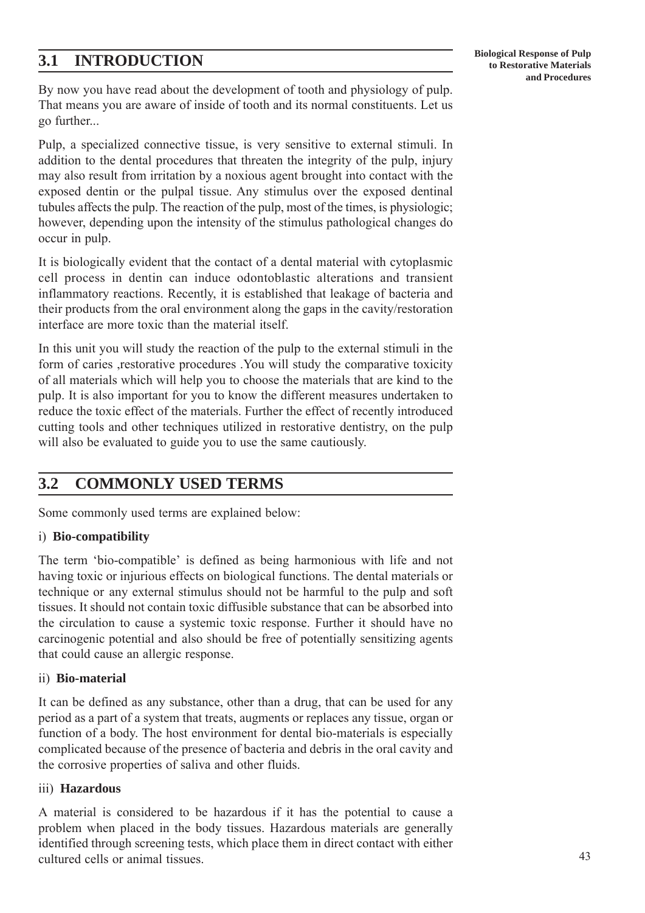## 3.1 INTRODUCTION

By now you have read about the development of tooth and physiology of pulp. That means you are aware of inside of tooth and its normal constituents. Let us go further...

Pulp, a specialized connective tissue, is very sensitive to external stimuli. In addition to the dental procedures that threaten the integrity of the pulp, injury may also result from irritation by a noxious agent brought into contact with the exposed dentin or the pulpal tissue. Any stimulus over the exposed dentinal tubules affects the pulp. The reaction of the pulp, most of the times, is physiologic; however, depending upon the intensity of the stimulus pathological changes do occur in pulp.

It is biologically evident that the contact of a dental material with cytoplasmic cell process in dentin can induce odontoblastic alterations and transient inflammatory reactions. Recently, it is established that leakage of bacteria and their products from the oral environment along the gaps in the cavity/restoration interface are more toxic than the material itself.

In this unit you will study the reaction of the pulp to the external stimuli in the form of caries ,restorative procedures .You will study the comparative toxicity of all materials which will help you to choose the materials that are kind to the pulp. It is also important for you to know the different measures undertaken to reduce the toxic effect of the materials. Further the effect of recently introduced cutting tools and other techniques utilized in restorative dentistry, on the pulp will also be evaluated to guide you to use the same cautiously.

## 3.2 COMMONLY USED TERMS

Some commonly used terms are explained below:

i) **Bio-compatibility**

The term 'bio-compatible' is defined as being harmonious with life and not having toxic or injurious effects on biological functions. The dental materials or technique or any external stimulus should not be harmful to the pulp and soft tissues. It should not contain toxic diffusible substance that can be absorbed into the circulation to cause a systemic toxic response. Further it should have no carcinogenic potential and also should be free of potentially sensitizing agents that could cause an allergic response.

ii) **Bio-material**

It can be defined as any substance, other than a drug, that can be used for any period as a part of a system that treats, augments or replaces any tissue, organ or function of a body. The host environment for dental bio-materials is especially complicated because of the presence of bacteria and debris in the oral cavity and the corrosive properties of saliva and other fluids.

iii) **Hazardous**

A material is considered to be hazardous if it has the potential to cause a problem when placed in the body tissues. Hazardous materials are generally identified through screening tests, which place them in direct contact with either cultured cells or animal tissues.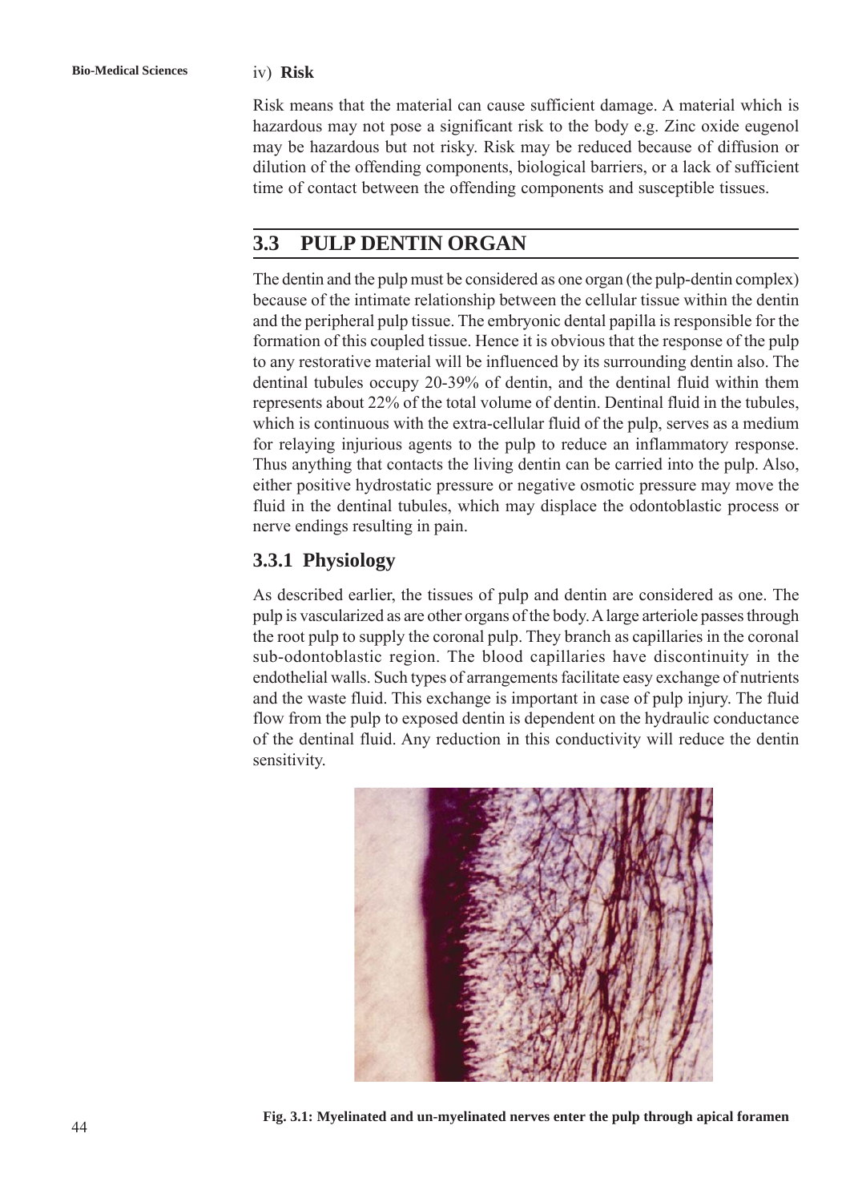iv) **Risk**

Risk means that the material can cause sufficient damage. A material which is hazardous may not pose a significant risk to the body e.g. Zinc oxide eugenol may be hazardous but not risky. Risk may be reduced because of diffusion or dilution of the offending components, biological barriers, or a lack of sufficient time of contact between the offending components and susceptible tissues.

## 3.3 PULP DENTIN ORGAN

The dentin and the pulp must be considered as one organ (the pulp-dentin complex) because of the intimate relationship between the cellular tissue within the dentin and the peripheral pulp tissue. The embryonic dental papilla is responsible for the formation of this coupled tissue. Hence it is obvious that the response of the pulp to any restorative material will be influenced by its surrounding dentin also. The dentinal tubules occupy 20-39% of dentin, and the dentinal fluid within them represents about 22% of the total volume of dentin. Dentinal fluid in the tubules, which is continuous with the extra-cellular fluid of the pulp, serves as a medium for relaying injurious agents to the pulp to reduce an inflammatory response. Thus anything that contacts the living dentin can be carried into the pulp. Also, either positive hydrostatic pressure or negative osmotic pressure may move the fluid in the dentinal tubules, which may displace the odontoblastic process or nerve endings resulting in pain.

### 3.3.1 Physiology

As described earlier, the tissues of pulp and dentin are considered as one. The pulp is vascularized as are other organs of the body. A large arteriole passes through the root pulp to supply the coronal pulp. They branch as capillaries in the coronal sub-odontoblastic region. The blood capillaries have discontinuity in the endothelial walls. Such types of arrangements facilitate easy exchange of nutrients and the waste fluid. This exchange is important in case of pulp injury. The fluid flow from the pulp to exposed dentin is dependent on the hydraulic conductance of the dentinal fluid. Any reduction in this conductivity will reduce the dentin sensitivity.

**Fig. 3.1: Myelinated and un-myelinated nerves enter the pulp through apical foramen**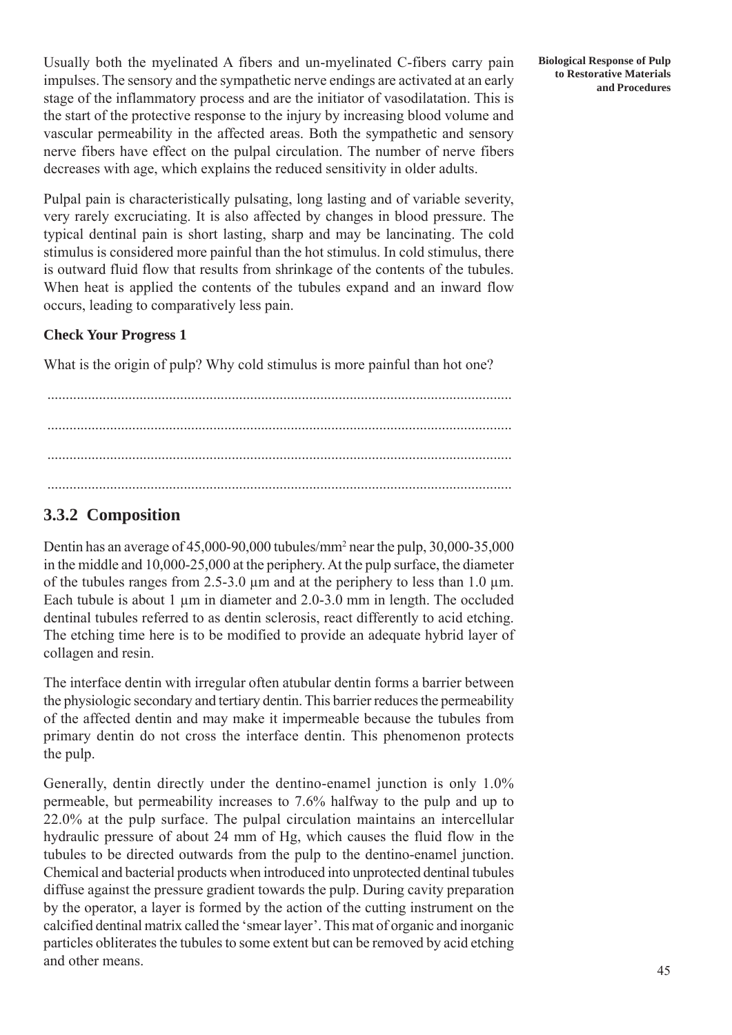Usually both the myelinated A fibers and un-myelinated C-fibers carry pain impulses. The sensory and the sympathetic nerve endings are activated at an early stage of the inflammatory process and are the initiator of vasodilatation. This is the start of the protective response to the injury by increasing blood volume and vascular permeability in the affected areas. Both the sympathetic and sensory nerve fibers have effect on the pulpal circulation. The number of nerve fibers decreases with age, which explains the reduced sensitivity in older adults.

Pulpal pain is characteristically pulsating, long lasting and of variable severity, very rarely excruciating. It is also affected by changes in blood pressure. The typical dentinal pain is short lasting, sharp and may be lancinating. The cold stimulus is considered more painful than the hot stimulus. In cold stimulus, there is outward fluid flow that results from shrinkage of the contents of the tubules. When heat is applied the contents of the tubules expand and an inward flow occurs, leading to comparatively less pain.

**Check Your Progress 1**

What is the origin of pulp? Why cold stimulus is more painful than hot one?

..............................................................................................................................

..............................................................................................................................

..............................................................................................................................

..............................................................................................................................

## 3.3.2 Composition

Dentin has an average of 45,000-90,000 tubules/mm$^2$ near the pulp, 30,000-35,000 in the middle and 10,000-25,000 at the periphery. At the pulp surface, the diameter of the tubules ranges from 2.5-3.0 µm and at the periphery to less than 1.0 µm. Each tubule is about 1 µm in diameter and 2.0-3.0 mm in length. The occluded dentinal tubules referred to as dentin sclerosis, react differently to acid etching. The etching time here is to be modified to provide an adequate hybrid layer of collagen and resin.

The interface dentin with irregular often atubular dentin forms a barrier between the physiologic secondary and tertiary dentin. This barrier reduces the permeability of the affected dentin and may make it impermeable because the tubules from primary dentin do not cross the interface dentin. This phenomenon protects the pulp.

Generally, dentin directly under the dentino-enamel junction is only 1.0% permeable, but permeability increases to 7.6% halfway to the pulp and up to 22.0% at the pulp surface. The pulpal circulation maintains an intercellular hydraulic pressure of about 24 mm of Hg, which causes the fluid flow in the tubules to be directed outwards from the pulp to the dentino-enamel junction. Chemical and bacterial products when introduced into unprotected dentinal tubules diffuse against the pressure gradient towards the pulp. During cavity preparation by the operator, a layer is formed by the action of the cutting instrument on the calcified dentinal matrix called the 'smear layer'. This mat of organic and inorganic particles obliterates the tubules to some extent but can be removed by acid etching and other means.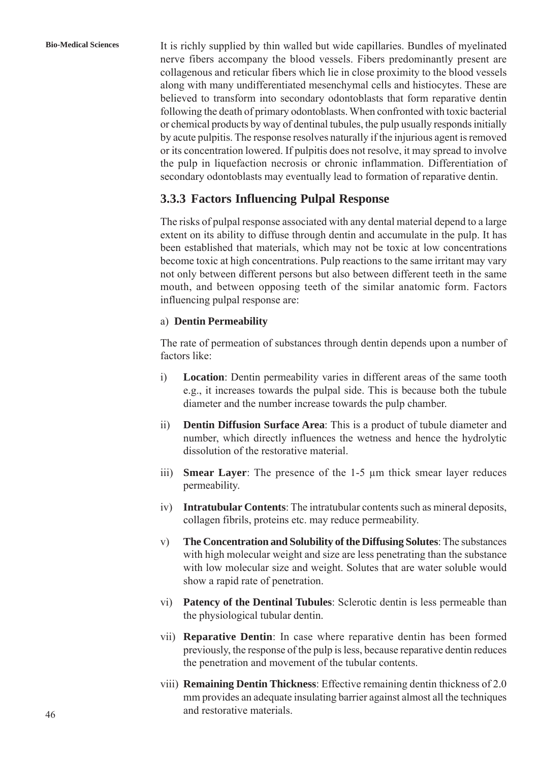It is richly supplied by thin walled but wide capillaries. Bundles of myelinated nerve fibers accompany the blood vessels. Fibers predominantly present are collagenous and reticular fibers which lie in close proximity to the blood vessels along with many undifferentiated mesenchymal cells and histiocytes. These are believed to transform into secondary odontoblasts that form reparative dentin following the death of primary odontoblasts. When confronted with toxic bacterial or chemical products by way of dentinal tubules, the pulp usually responds initially by acute pulpitis. The response resolves naturally if the injurious agent is removed or its concentration lowered. If pulpitis does not resolve, it may spread to involve the pulp in liquefaction necrosis or chronic inflammation. Differentiation of secondary odontoblasts may eventually lead to formation of reparative dentin.

## 3.3.3 Factors Influencing Pulpal Response

The risks of pulpal response associated with any dental material depend to a large extent on its ability to diffuse through dentin and accumulate in the pulp. It has been established that materials, which may not be toxic at low concentrations become toxic at high concentrations. Pulp reactions to the same irritant may vary not only between different persons but also between different teeth in the same mouth, and between opposing teeth of the similar anatomic form. Factors influencing pulpal response are:

a) **Dentin Permeability**

The rate of permeation of substances through dentin depends upon a number of factors like:

i) **Location**: Dentin permeability varies in different areas of the same tooth e.g., it increases towards the pulpal side. This is because both the tubule diameter and the number increase towards the pulp chamber.

ii) **Dentin Diffusion Surface Area**: This is a product of tubule diameter and number, which directly influences the wetness and hence the hydrolytic dissolution of the restorative material.

iii) **Smear Layer**: The presence of the 1-5 µm thick smear layer reduces permeability.

iv) **Intratubular Contents**: The intratubular contents such as mineral deposits, collagen fibrils, proteins etc. may reduce permeability.

v) **The Concentration and Solubility of the Diffusing Solutes**: The substances with high molecular weight and size are less penetrating than the substance with low molecular size and weight. Solutes that are water soluble would show a rapid rate of penetration.

vi) **Patency of the Dentinal Tubules**: Sclerotic dentin is less permeable than the physiological tubular dentin.

vii) **Reparative Dentin**: In case where reparative dentin has been formed previously, the response of the pulp is less, because reparative dentin reduces the penetration and movement of the tubular contents.

viii) **Remaining Dentin Thickness**: Effective remaining dentin thickness of 2.0 mm provides an adequate insulating barrier against almost all the techniques and restorative materials.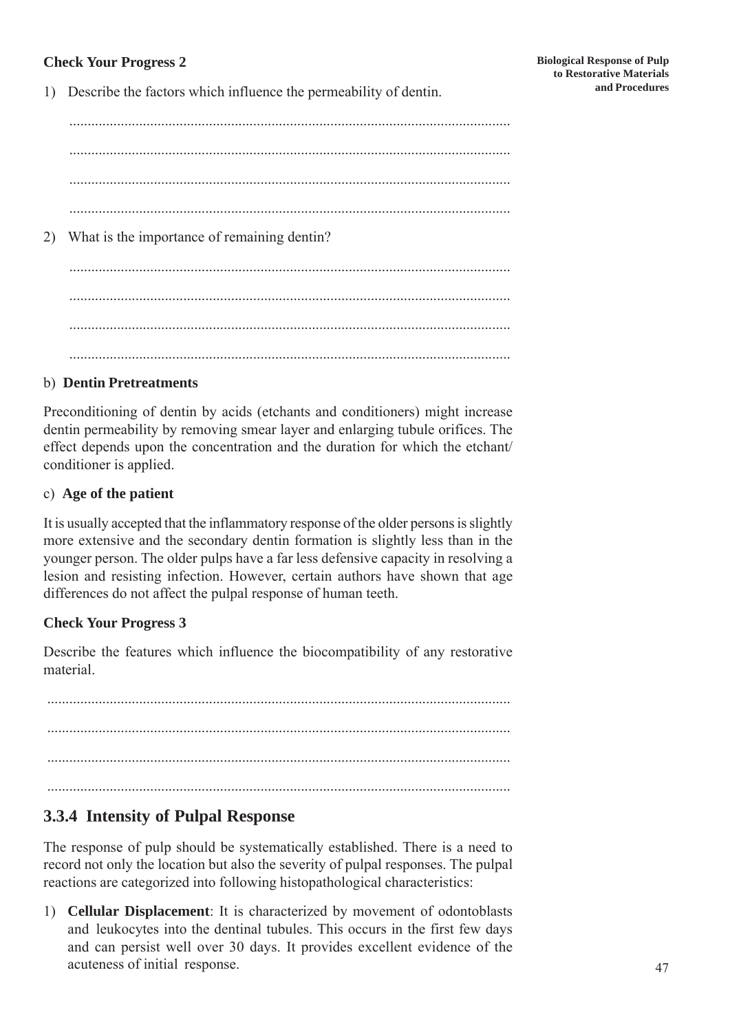**Check Your Progress 2**

1) Describe the factors which influence the permeability of dentin.

.......................................................................................................................

.......................................................................................................................

.......................................................................................................................

.......................................................................................................................

2) What is the importance of remaining dentin?

.......................................................................................................................

.......................................................................................................................

.......................................................................................................................

.......................................................................................................................

b) **Dentin Pretreatments**

Preconditioning of dentin by acids (etchants and conditioners) might increase dentin permeability by removing smear layer and enlarging tubule orifices. The effect depends upon the concentration and the duration for which the etchant/ conditioner is applied.

c) **Age of the patient**

It is usually accepted that the inflammatory response of the older persons is slightly more extensive and the secondary dentin formation is slightly less than in the younger person. The older pulps have a far less defensive capacity in resolving a lesion and resisting infection. However, certain authors have shown that age differences do not affect the pulpal response of human teeth.

**Check Your Progress 3**

Describe the features which influence the biocompatibility of any restorative material.

.......................................................................................................................

.......................................................................................................................

.......................................................................................................................

.......................................................................................................................

## 3.3.4 Intensity of Pulpal Response

The response of pulp should be systematically established. There is a need to record not only the location but also the severity of pulpal responses. The pulpal reactions are categorized into following histopathological characteristics:

1) **Cellular Displacement**: It is characterized by movement of odontoblasts and leukocytes into the dentinal tubules. This occurs in the first few days and can persist well over 30 days. It provides excellent evidence of the acuteness of initial response.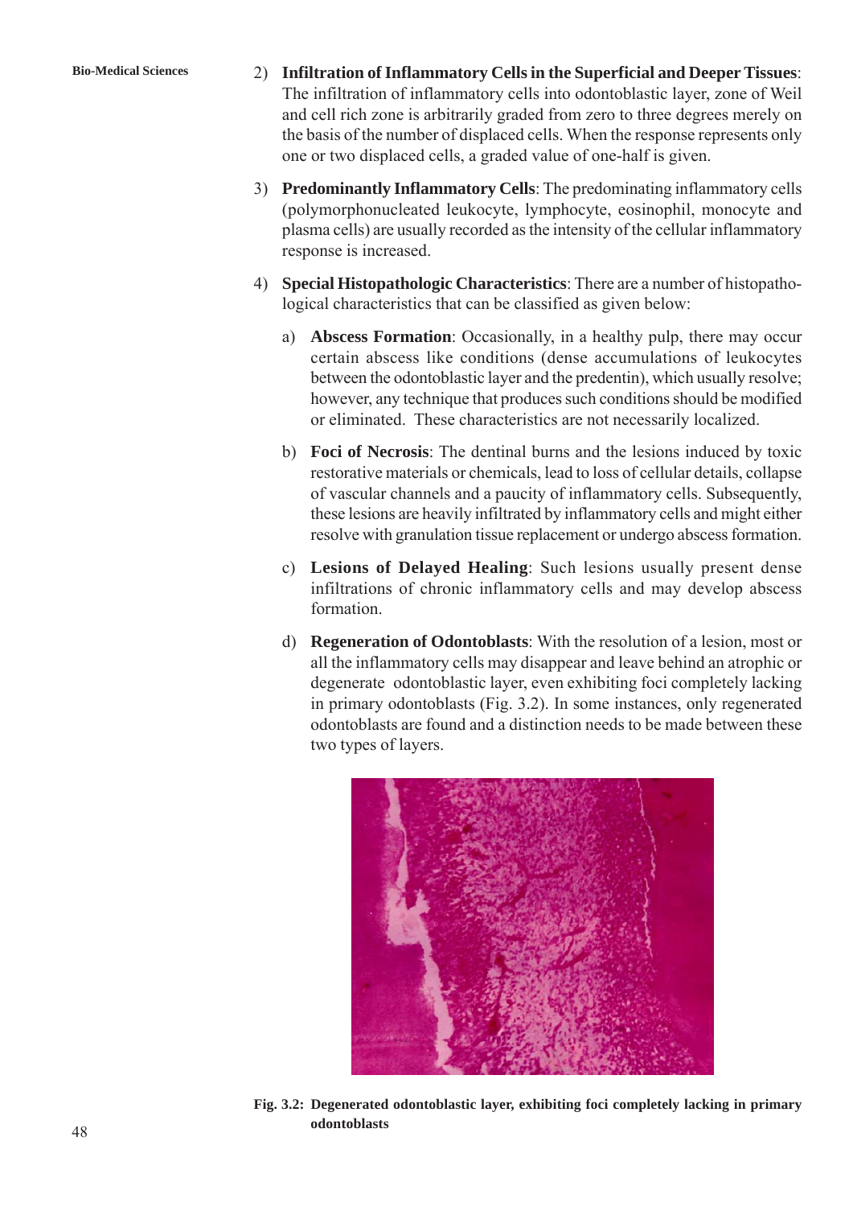2) **Infiltration of Inflammatory Cells in the Superficial and Deeper Tissues**: The infiltration of inflammatory cells into odontoblastic layer, zone of Weil and cell rich zone is arbitrarily graded from zero to three degrees merely on the basis of the number of displaced cells. When the response represents only one or two displaced cells, a graded value of one-half is given.

3) **Predominantly Inflammatory Cells**: The predominating inflammatory cells (polymorphonucleated leukocyte, lymphocyte, eosinophil, monocyte and plasma cells) are usually recorded as the intensity of the cellular inflammatory response is increased.

4) **Special Histopathologic Characteristics**: There are a number of histopathological characteristics that can be classified as given below:

   a) **Abscess Formation**: Occasionally, in a healthy pulp, there may occur certain abscess like conditions (dense accumulations of leukocytes between the odontoblastic layer and the predentin), which usually resolve; however, any technique that produces such conditions should be modified or eliminated. These characteristics are not necessarily localized.

   b) **Foci of Necrosis**: The dentinal burns and the lesions induced by toxic restorative materials or chemicals, lead to loss of cellular details, collapse of vascular channels and a paucity of inflammatory cells. Subsequently, these lesions are heavily infiltrated by inflammatory cells and might either resolve with granulation tissue replacement or undergo abscess formation.

   c) **Lesions of Delayed Healing**: Such lesions usually present dense infiltrations of chronic inflammatory cells and may develop abscess formation.

   d) **Regeneration of Odontoblasts**: With the resolution of a lesion, most or all the inflammatory cells may disappear and leave behind an atrophic or degenerate odontoblastic layer, even exhibiting foci completely lacking in primary odontoblasts (Fig. 3.2). In some instances, only regenerated odontoblasts are found and a distinction needs to be made between these two types of layers.

**Fig. 3.2: Degenerated odontoblastic layer, exhibiting foci completely lacking in primary odontoblasts**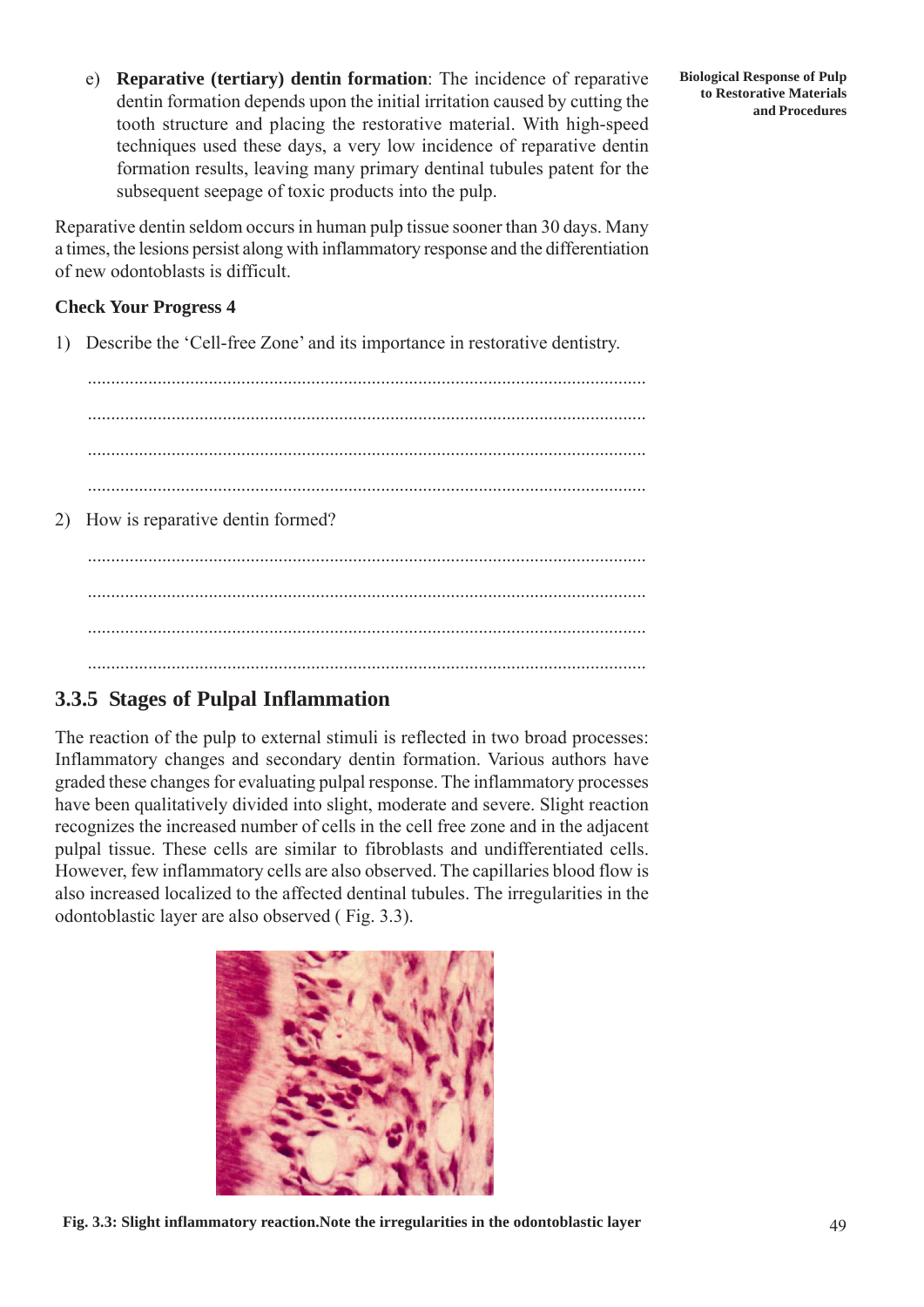e) **Reparative (tertiary) dentin formation**: The incidence of reparative dentin formation depends upon the initial irritation caused by cutting the tooth structure and placing the restorative material. With high-speed techniques used these days, a very low incidence of reparative dentin formation results, leaving many primary dentinal tubules patent for the subsequent seepage of toxic products into the pulp.

Reparative dentin seldom occurs in human pulp tissue sooner than 30 days. Many a times, the lesions persist along with inflammatory response and the differentiation of new odontoblasts is difficult.

**Check Your Progress 4**

1) Describe the 'Cell-free Zone' and its importance in restorative dentistry.

........................................................................................................................

........................................................................................................................

........................................................................................................................

........................................................................................................................

2) How is reparative dentin formed?

........................................................................................................................

........................................................................................................................

........................................................................................................................

........................................................................................................................

### 3.3.5 Stages of Pulpal Inflammation

The reaction of the pulp to external stimuli is reflected in two broad processes: Inflammatory changes and secondary dentin formation. Various authors have graded these changes for evaluating pulpal response. The inflammatory processes have been qualitatively divided into slight, moderate and severe. Slight reaction recognizes the increased number of cells in the cell free zone and in the adjacent pulpal tissue. These cells are similar to fibroblasts and undifferentiated cells. However, few inflammatory cells are also observed. The capillaries blood flow is also increased localized to the affected dentinal tubules. The irregularities in the odontoblastic layer are also observed ( Fig. 3.3).

**Fig. 3.3: Slight inflammatory reaction.Note the irregularities in the odontoblastic layer**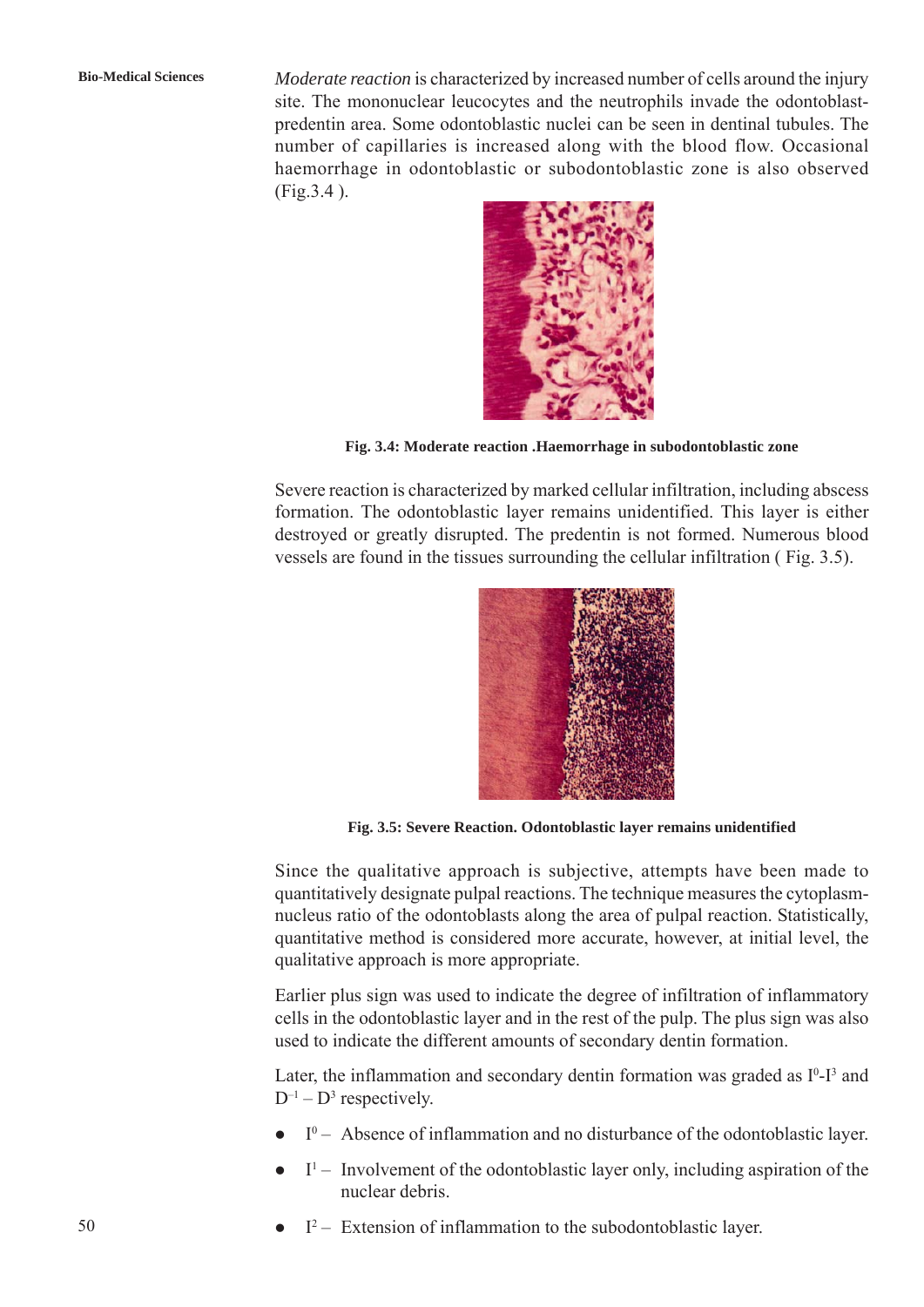*Moderate reaction* is characterized by increased number of cells around the injury site. The mononuclear leucocytes and the neutrophils invade the odontoblast-predentin area. Some odontoblastic nuclei can be seen in dentinal tubules. The number of capillaries is increased along with the blood flow. Occasional haemorrhage in odontoblastic or subodontoblastic zone is also observed (Fig.3.4 ).

**Fig. 3.4: Moderate reaction .Haemorrhage in subodontoblastic zone**

Severe reaction is characterized by marked cellular infiltration, including abscess formation. The odontoblastic layer remains unidentified. This layer is either destroyed or greatly disrupted. The predentin is not formed. Numerous blood vessels are found in the tissues surrounding the cellular infiltration ( Fig. 3.5).

**Fig. 3.5: Severe Reaction. Odontoblastic layer remains unidentified**

Since the qualitative approach is subjective, attempts have been made to quantitatively designate pulpal reactions. The technique measures the cytoplasm-nucleus ratio of the odontoblasts along the area of pulpal reaction. Statistically, quantitative method is considered more accurate, however, at initial level, the qualitative approach is more appropriate.

Earlier plus sign was used to indicate the degree of infiltration of inflammatory cells in the odontoblastic layer and in the rest of the pulp. The plus sign was also used to indicate the different amounts of secondary dentin formation.

Later, the inflammation and secondary dentin formation was graded as $I^0$-$I^3$ and $D^{-1}$ – $D^3$ respectively.

- $I^0$ – Absence of inflammation and no disturbance of the odontoblastic layer.
- $I^1$ – Involvement of the odontoblastic layer only, including aspiration of the nuclear debris.
- $I^2$ – Extension of inflammation to the subodontoblastic layer.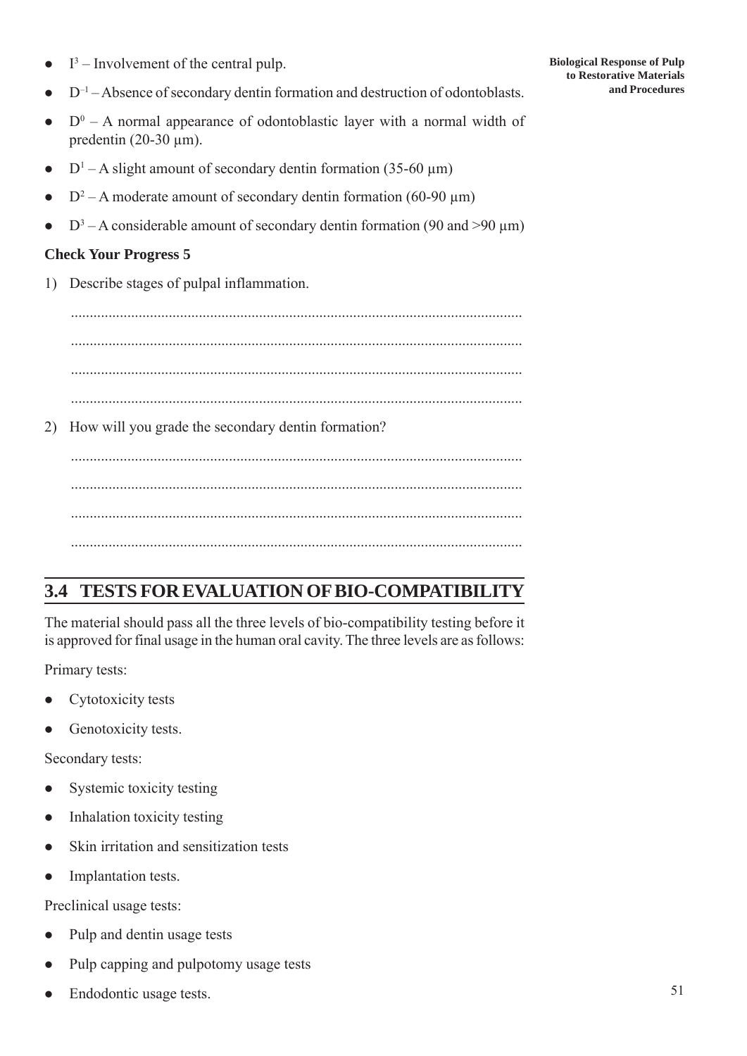- $I^3$ – Involvement of the central pulp.
- $D^{-1}$ – Absence of secondary dentin formation and destruction of odontoblasts.
- $D^0$ – A normal appearance of odontoblastic layer with a normal width of predentin (20-30 µm).
- $D^1$ – A slight amount of secondary dentin formation (35-60 µm)
- $D^2$ – A moderate amount of secondary dentin formation (60-90 µm)
- $D^3$ – A considerable amount of secondary dentin formation (90 and >90 µm)

**Check Your Progress 5**

1) Describe stages of pulpal inflammation.

.......................................................................................................................

.......................................................................................................................

.......................................................................................................................

.......................................................................................................................

2) How will you grade the secondary dentin formation?

.......................................................................................................................

.......................................................................................................................

.......................................................................................................................

.......................................................................................................................

## 3.4 TESTS FOR EVALUATION OF BIO-COMPATIBILITY

The material should pass all the three levels of bio-compatibility testing before it is approved for final usage in the human oral cavity. The three levels are as follows:

Primary tests:

- Cytotoxicity tests
- Genotoxicity tests.

Secondary tests:

- Systemic toxicity testing
- Inhalation toxicity testing
- Skin irritation and sensitization tests
- Implantation tests.

Preclinical usage tests:

- Pulp and dentin usage tests
- Pulp capping and pulpotomy usage tests
- Endodontic usage tests.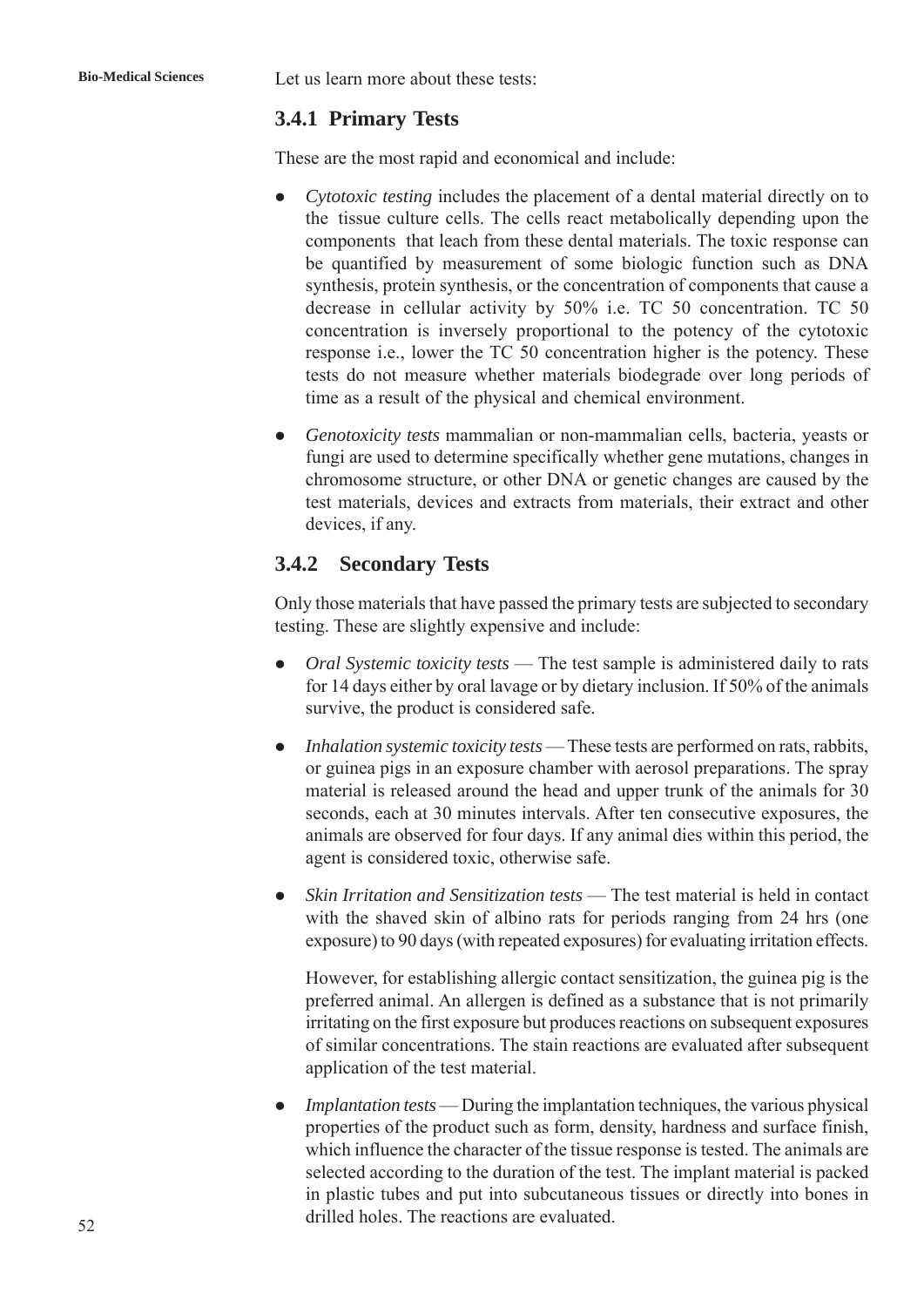Let us learn more about these tests:

### 3.4.1 Primary Tests

These are the most rapid and economical and include:

- *Cytotoxic testing* includes the placement of a dental material directly on to the tissue culture cells. The cells react metabolically depending upon the components that leach from these dental materials. The toxic response can be quantified by measurement of some biologic function such as DNA synthesis, protein synthesis, or the concentration of components that cause a decrease in cellular activity by 50% i.e. TC 50 concentration. TC 50 concentration is inversely proportional to the potency of the cytotoxic response i.e., lower the TC 50 concentration higher is the potency. These tests do not measure whether materials biodegrade over long periods of time as a result of the physical and chemical environment.

- *Genotoxicity tests* mammalian or non-mammalian cells, bacteria, yeasts or fungi are used to determine specifically whether gene mutations, changes in chromosome structure, or other DNA or genetic changes are caused by the test materials, devices and extracts from materials, their extract and other devices, if any.

### 3.4.2 Secondary Tests

Only those materials that have passed the primary tests are subjected to secondary testing. These are slightly expensive and include:

- *Oral Systemic toxicity tests* — The test sample is administered daily to rats for 14 days either by oral lavage or by dietary inclusion. If 50% of the animals survive, the product is considered safe.

- *Inhalation systemic toxicity tests* — These tests are performed on rats, rabbits, or guinea pigs in an exposure chamber with aerosol preparations. The spray material is released around the head and upper trunk of the animals for 30 seconds, each at 30 minutes intervals. After ten consecutive exposures, the animals are observed for four days. If any animal dies within this period, the agent is considered toxic, otherwise safe.

- *Skin Irritation and Sensitization tests* — The test material is held in contact with the shaved skin of albino rats for periods ranging from 24 hrs (one exposure) to 90 days (with repeated exposures) for evaluating irritation effects.

  However, for establishing allergic contact sensitization, the guinea pig is the preferred animal. An allergen is defined as a substance that is not primarily irritating on the first exposure but produces reactions on subsequent exposures of similar concentrations. The stain reactions are evaluated after subsequent application of the test material.

- *Implantation tests* — During the implantation techniques, the various physical properties of the product such as form, density, hardness and surface finish, which influence the character of the tissue response is tested. The animals are selected according to the duration of the test. The implant material is packed in plastic tubes and put into subcutaneous tissues or directly into bones in drilled holes. The reactions are evaluated.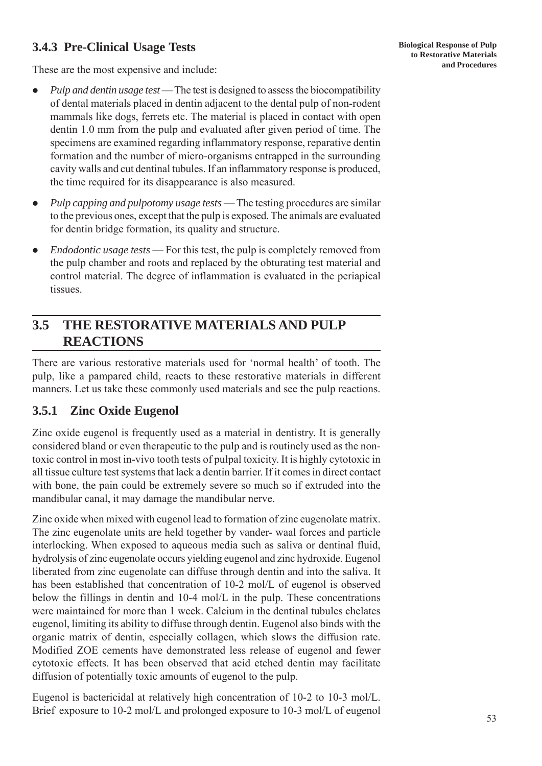### 3.4.3 Pre-Clinical Usage Tests

These are the most expensive and include:

- *Pulp and dentin usage test* — The test is designed to assess the biocompatibility of dental materials placed in dentin adjacent to the dental pulp of non-rodent mammals like dogs, ferrets etc. The material is placed in contact with open dentin 1.0 mm from the pulp and evaluated after given period of time. The specimens are examined regarding inflammatory response, reparative dentin formation and the number of micro-organisms entrapped in the surrounding cavity walls and cut dentinal tubules. If an inflammatory response is produced, the time required for its disappearance is also measured.

- *Pulp capping and pulpotomy usage tests* — The testing procedures are similar to the previous ones, except that the pulp is exposed. The animals are evaluated for dentin bridge formation, its quality and structure.

- *Endodontic usage tests* — For this test, the pulp is completely removed from the pulp chamber and roots and replaced by the obturating test material and control material. The degree of inflammation is evaluated in the periapical tissues.

## 3.5 THE RESTORATIVE MATERIALS AND PULP REACTIONS

There are various restorative materials used for 'normal health' of tooth. The pulp, like a pampared child, reacts to these restorative materials in different manners. Let us take these commonly used materials and see the pulp reactions.

### 3.5.1 Zinc Oxide Eugenol

Zinc oxide eugenol is frequently used as a material in dentistry. It is generally considered bland or even therapeutic to the pulp and is routinely used as the non-toxic control in most in-vivo tooth tests of pulpal toxicity. It is highly cytotoxic in all tissue culture test systems that lack a dentin barrier. If it comes in direct contact with bone, the pain could be extremely severe so much so if extruded into the mandibular canal, it may damage the mandibular nerve.

Zinc oxide when mixed with eugenol lead to formation of zinc eugenolate matrix. The zinc eugenolate units are held together by vander- waal forces and particle interlocking. When exposed to aqueous media such as saliva or dentinal fluid, hydrolysis of zinc eugenolate occurs yielding eugenol and zinc hydroxide. Eugenol liberated from zinc eugenolate can diffuse through dentin and into the saliva. It has been established that concentration of 10-2 mol/L of eugenol is observed below the fillings in dentin and 10-4 mol/L in the pulp. These concentrations were maintained for more than 1 week. Calcium in the dentinal tubules chelates eugenol, limiting its ability to diffuse through dentin. Eugenol also binds with the organic matrix of dentin, especially collagen, which slows the diffusion rate. Modified ZOE cements have demonstrated less release of eugenol and fewer cytotoxic effects. It has been observed that acid etched dentin may facilitate diffusion of potentially toxic amounts of eugenol to the pulp.

Eugenol is bactericidal at relatively high concentration of 10-2 to 10-3 mol/L. Brief exposure to 10-2 mol/L and prolonged exposure to 10-3 mol/L of eugenol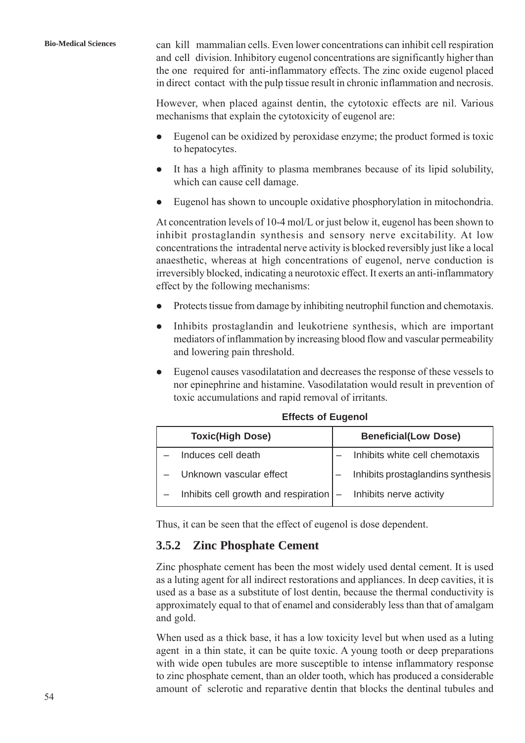can kill mammalian cells. Even lower concentrations can inhibit cell respiration and cell division. Inhibitory eugenol concentrations are significantly higher than the one required for anti-inflammatory effects. The zinc oxide eugenol placed in direct contact with the pulp tissue result in chronic inflammation and necrosis.

However, when placed against dentin, the cytotoxic effects are nil. Various mechanisms that explain the cytotoxicity of eugenol are:

- Eugenol can be oxidized by peroxidase enzyme; the product formed is toxic to hepatocytes.
- It has a high affinity to plasma membranes because of its lipid solubility, which can cause cell damage.
- Eugenol has shown to uncouple oxidative phosphorylation in mitochondria.

At concentration levels of 10-4 mol/L or just below it, eugenol has been shown to inhibit prostaglandin synthesis and sensory nerve excitability. At low concentrations the intradental nerve activity is blocked reversibly just like a local anaesthetic, whereas at high concentrations of eugenol, nerve conduction is irreversibly blocked, indicating a neurotoxic effect. It exerts an anti-inflammatory effect by the following mechanisms:

- Protects tissue from damage by inhibiting neutrophil function and chemotaxis.
- Inhibits prostaglandin and leukotriene synthesis, which are important mediators of inflammation by increasing blood flow and vascular permeability and lowering pain threshold.
- Eugenol causes vasodilatation and decreases the response of these vessels to nor epinephrine and histamine. Vasodilatation would result in prevention of toxic accumulations and rapid removal of irritants.

**Effects of Eugenol**

| Toxic(High Dose) | Beneficial(Low Dose) |
|---|---|
| – Induces cell death | – Inhibits white cell chemotaxis |
| – Unknown vascular effect | – Inhibits prostaglandins synthesis |
| – Inhibits cell growth and respiration | – Inhibits nerve activity |

Thus, it can be seen that the effect of eugenol is dose dependent.

### 3.5.2 Zinc Phosphate Cement

Zinc phosphate cement has been the most widely used dental cement. It is used as a luting agent for all indirect restorations and appliances. In deep cavities, it is used as a base as a substitute of lost dentin, because the thermal conductivity is approximately equal to that of enamel and considerably less than that of amalgam and gold.

When used as a thick base, it has a low toxicity level but when used as a luting agent in a thin state, it can be quite toxic. A young tooth or deep preparations with wide open tubules are more susceptible to intense inflammatory response to zinc phosphate cement, than an older tooth, which has produced a considerable amount of sclerotic and reparative dentin that blocks the dentinal tubules and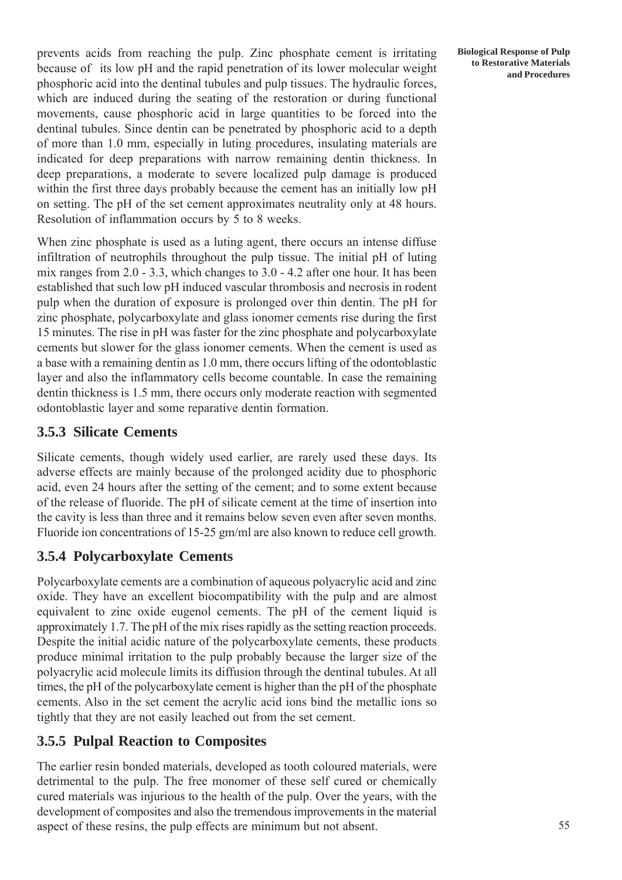prevents acids from reaching the pulp. Zinc phosphate cement is irritating because of its low pH and the rapid penetration of its lower molecular weight phosphoric acid into the dentinal tubules and pulp tissues. The hydraulic forces, which are induced during the seating of the restoration or during functional movements, cause phosphoric acid in large quantities to be forced into the dentinal tubules. Since dentin can be penetrated by phosphoric acid to a depth of more than 1.0 mm, especially in luting procedures, insulating materials are indicated for deep preparations with narrow remaining dentin thickness. In deep preparations, a moderate to severe localized pulp damage is produced within the first three days probably because the cement has an initially low pH on setting. The pH of the set cement approximates neutrality only at 48 hours. Resolution of inflammation occurs by 5 to 8 weeks.

When zinc phosphate is used as a luting agent, there occurs an intense diffuse infiltration of neutrophils throughout the pulp tissue. The initial pH of luting mix ranges from 2.0 - 3.3, which changes to 3.0 - 4.2 after one hour. It has been established that such low pH induced vascular thrombosis and necrosis in rodent pulp when the duration of exposure is prolonged over thin dentin. The pH for zinc phosphate, polycarboxylate and glass ionomer cements rise during the first 15 minutes. The rise in pH was faster for the zinc phosphate and polycarboxylate cements but slower for the glass ionomer cements. When the cement is used as a base with a remaining dentin as 1.0 mm, there occurs lifting of the odontoblastic layer and also the inflammatory cells become countable. In case the remaining dentin thickness is 1.5 mm, there occurs only moderate reaction with segmented odontoblastic layer and some reparative dentin formation.

### 3.5.3 Silicate Cements

Silicate cements, though widely used earlier, are rarely used these days. Its adverse effects are mainly because of the prolonged acidity due to phosphoric acid, even 24 hours after the setting of the cement; and to some extent because of the release of fluoride. The pH of silicate cement at the time of insertion into the cavity is less than three and it remains below seven even after seven months. Fluoride ion concentrations of 15-25 gm/ml are also known to reduce cell growth.

### 3.5.4 Polycarboxylate Cements

Polycarboxylate cements are a combination of aqueous polyacrylic acid and zinc oxide. They have an excellent biocompatibility with the pulp and are almost equivalent to zinc oxide eugenol cements. The pH of the cement liquid is approximately 1.7. The pH of the mix rises rapidly as the setting reaction proceeds. Despite the initial acidic nature of the polycarboxylate cements, these products produce minimal irritation to the pulp probably because the larger size of the polyacrylic acid molecule limits its diffusion through the dentinal tubules. At all times, the pH of the polycarboxylate cement is higher than the pH of the phosphate cements. Also in the set cement the acrylic acid ions bind the metallic ions so tightly that they are not easily leached out from the set cement.

### 3.5.5 Pulpal Reaction to Composites

The earlier resin bonded materials, developed as tooth coloured materials, were detrimental to the pulp. The free monomer of these self cured or chemically cured materials was injurious to the health of the pulp. Over the years, with the development of composites and also the tremendous improvements in the material aspect of these resins, the pulp effects are minimum but not absent.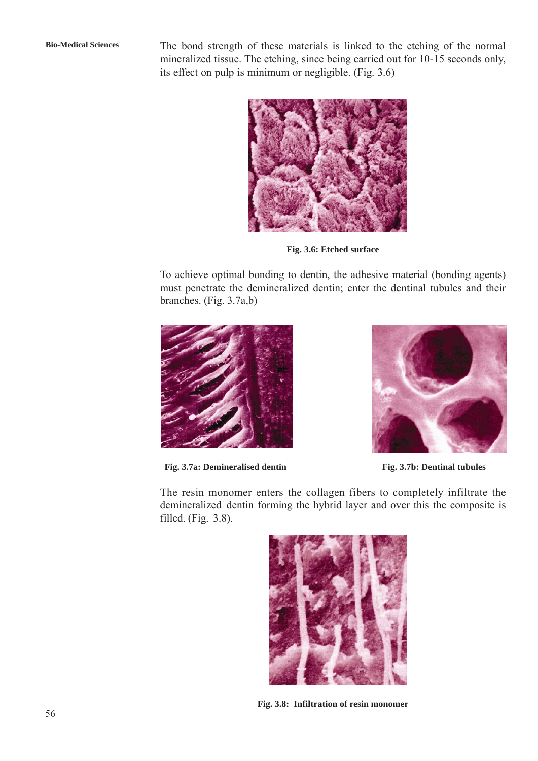The bond strength of these materials is linked to the etching of the normal mineralized tissue. The etching, since being carried out for 10-15 seconds only, its effect on pulp is minimum or negligible. (Fig. 3.6)

**Fig. 3.6: Etched surface**

To achieve optimal bonding to dentin, the adhesive material (bonding agents) must penetrate the demineralized dentin; enter the dentinal tubules and their branches. (Fig. 3.7a,b)

**Fig. 3.7a: Demineralised dentin**

**Fig. 3.7b: Dentinal tubules**

The resin monomer enters the collagen fibers to completely infiltrate the demineralized dentin forming the hybrid layer and over this the composite is filled. (Fig. 3.8).

**Fig. 3.8: Infiltration of resin monomer**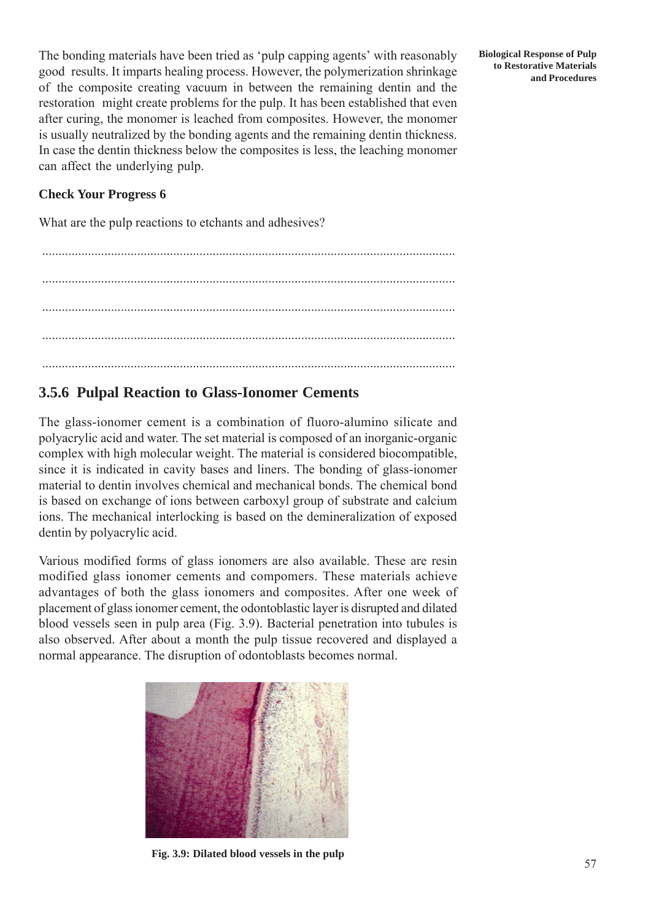The bonding materials have been tried as 'pulp capping agents' with reasonably good results. It imparts healing process. However, the polymerization shrinkage of the composite creating vacuum in between the remaining dentin and the restoration might create problems for the pulp. It has been established that even after curing, the monomer is leached from composites. However, the monomer is usually neutralized by the bonding agents and the remaining dentin thickness. In case the dentin thickness below the composites is less, the leaching monomer can affect the underlying pulp.

**Check Your Progress 6**

What are the pulp reactions to etchants and adhesives?

..............................................................................................................................

..............................................................................................................................

..............................................................................................................................

..............................................................................................................................

..............................................................................................................................

## 3.5.6 Pulpal Reaction to Glass-Ionomer Cements

The glass-ionomer cement is a combination of fluoro-alumino silicate and polyacrylic acid and water. The set material is composed of an inorganic-organic complex with high molecular weight. The material is considered biocompatible, since it is indicated in cavity bases and liners. The bonding of glass-ionomer material to dentin involves chemical and mechanical bonds. The chemical bond is based on exchange of ions between carboxyl group of substrate and calcium ions. The mechanical interlocking is based on the demineralization of exposed dentin by polyacrylic acid.

Various modified forms of glass ionomers are also available. These are resin modified glass ionomer cements and compomers. These materials achieve advantages of both the glass ionomers and composites. After one week of placement of glass ionomer cement, the odontoblastic layer is disrupted and dilated blood vessels seen in pulp area (Fig. 3.9). Bacterial penetration into tubules is also observed. After about a month the pulp tissue recovered and displayed a normal appearance. The disruption of odontoblasts becomes normal.

**Fig. 3.9: Dilated blood vessels in the pulp**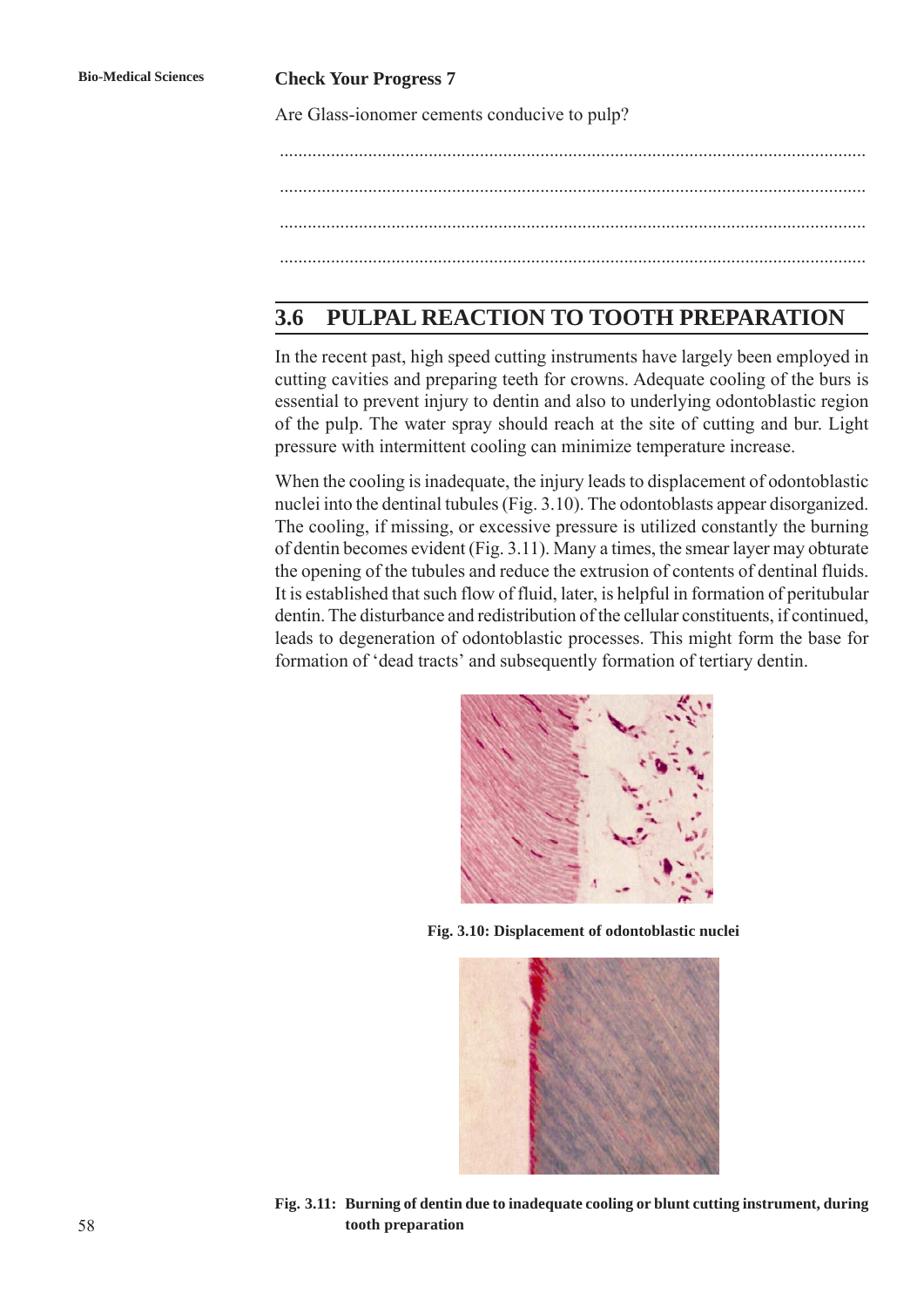**Check Your Progress 7**

Are Glass-ionomer cements conducive to pulp?

...........................................................................................................................

...........................................................................................................................

...........................................................................................................................

...........................................................................................................................

## 3.6 PULPAL REACTION TO TOOTH PREPARATION

In the recent past, high speed cutting instruments have largely been employed in cutting cavities and preparing teeth for crowns. Adequate cooling of the burs is essential to prevent injury to dentin and also to underlying odontoblastic region of the pulp. The water spray should reach at the site of cutting and bur. Light pressure with intermittent cooling can minimize temperature increase.

When the cooling is inadequate, the injury leads to displacement of odontoblastic nuclei into the dentinal tubules (Fig. 3.10). The odontoblasts appear disorganized. The cooling, if missing, or excessive pressure is utilized constantly the burning of dentin becomes evident (Fig. 3.11). Many a times, the smear layer may obturate the opening of the tubules and reduce the extrusion of contents of dentinal fluids. It is established that such flow of fluid, later, is helpful in formation of peritubular dentin. The disturbance and redistribution of the cellular constituents, if continued, leads to degeneration of odontoblastic processes. This might form the base for formation of 'dead tracts' and subsequently formation of tertiary dentin.

**Fig. 3.10: Displacement of odontoblastic nuclei**

**Fig. 3.11: Burning of dentin due to inadequate cooling or blunt cutting instrument, during tooth preparation**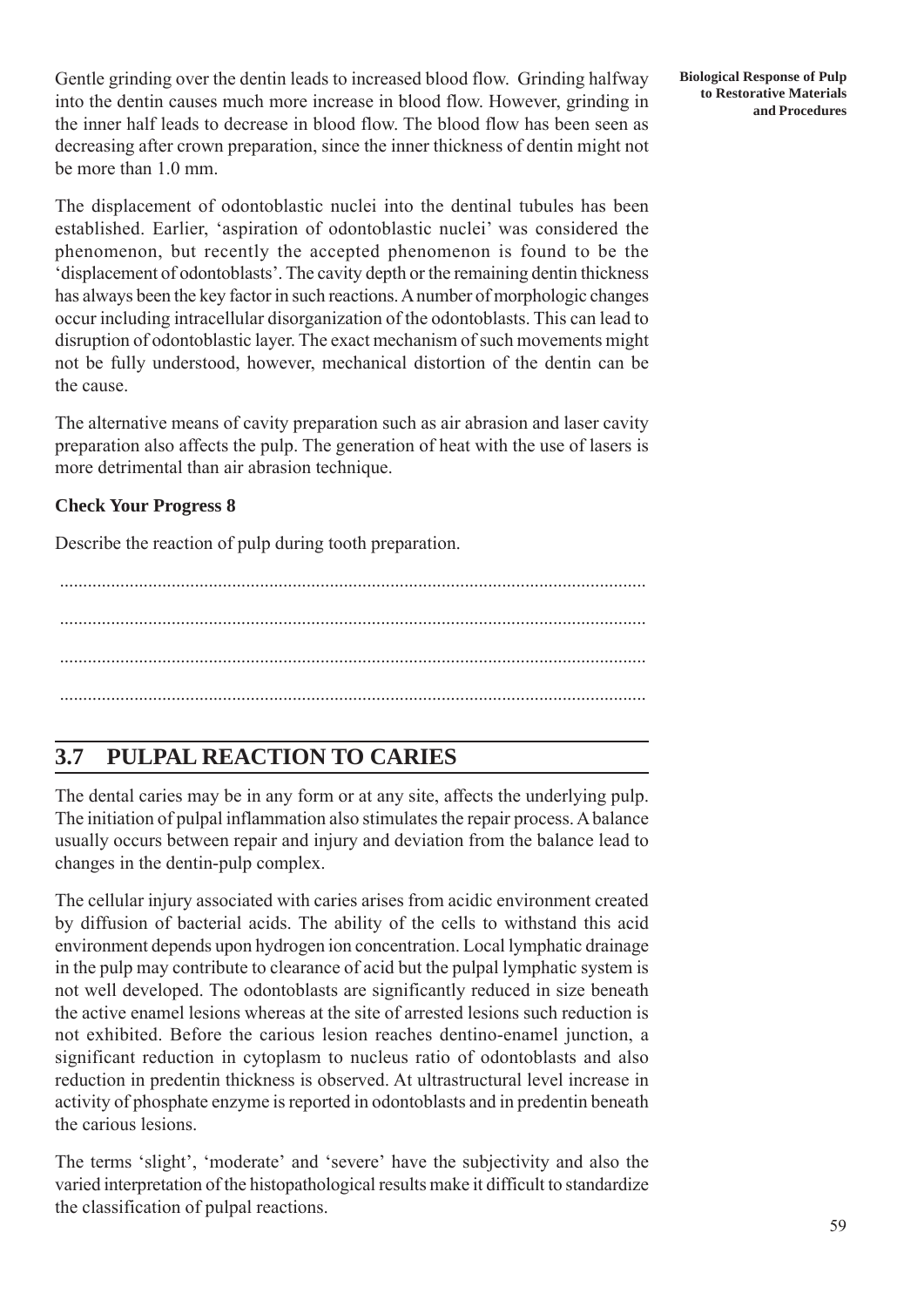Gentle grinding over the dentin leads to increased blood flow. Grinding halfway into the dentin causes much more increase in blood flow. However, grinding in the inner half leads to decrease in blood flow. The blood flow has been seen as decreasing after crown preparation, since the inner thickness of dentin might not be more than 1.0 mm.

The displacement of odontoblastic nuclei into the dentinal tubules has been established. Earlier, 'aspiration of odontoblastic nuclei' was considered the phenomenon, but recently the accepted phenomenon is found to be the 'displacement of odontoblasts'. The cavity depth or the remaining dentin thickness has always been the key factor in such reactions. A number of morphologic changes occur including intracellular disorganization of the odontoblasts. This can lead to disruption of odontoblastic layer. The exact mechanism of such movements might not be fully understood, however, mechanical distortion of the dentin can be the cause.

The alternative means of cavity preparation such as air abrasion and laser cavity preparation also affects the pulp. The generation of heat with the use of lasers is more detrimental than air abrasion technique.

**Check Your Progress 8**

Describe the reaction of pulp during tooth preparation.

..............................................................................................................................

..............................................................................................................................

..............................................................................................................................

..............................................................................................................................

## 3.7 PULPAL REACTION TO CARIES

The dental caries may be in any form or at any site, affects the underlying pulp. The initiation of pulpal inflammation also stimulates the repair process. A balance usually occurs between repair and injury and deviation from the balance lead to changes in the dentin-pulp complex.

The cellular injury associated with caries arises from acidic environment created by diffusion of bacterial acids. The ability of the cells to withstand this acid environment depends upon hydrogen ion concentration. Local lymphatic drainage in the pulp may contribute to clearance of acid but the pulpal lymphatic system is not well developed. The odontoblasts are significantly reduced in size beneath the active enamel lesions whereas at the site of arrested lesions such reduction is not exhibited. Before the carious lesion reaches dentino-enamel junction, a significant reduction in cytoplasm to nucleus ratio of odontoblasts and also reduction in predentin thickness is observed. At ultrastructural level increase in activity of phosphate enzyme is reported in odontoblasts and in predentin beneath the carious lesions.

The terms 'slight', 'moderate' and 'severe' have the subjectivity and also the varied interpretation of the histopathological results make it difficult to standardize the classification of pulpal reactions.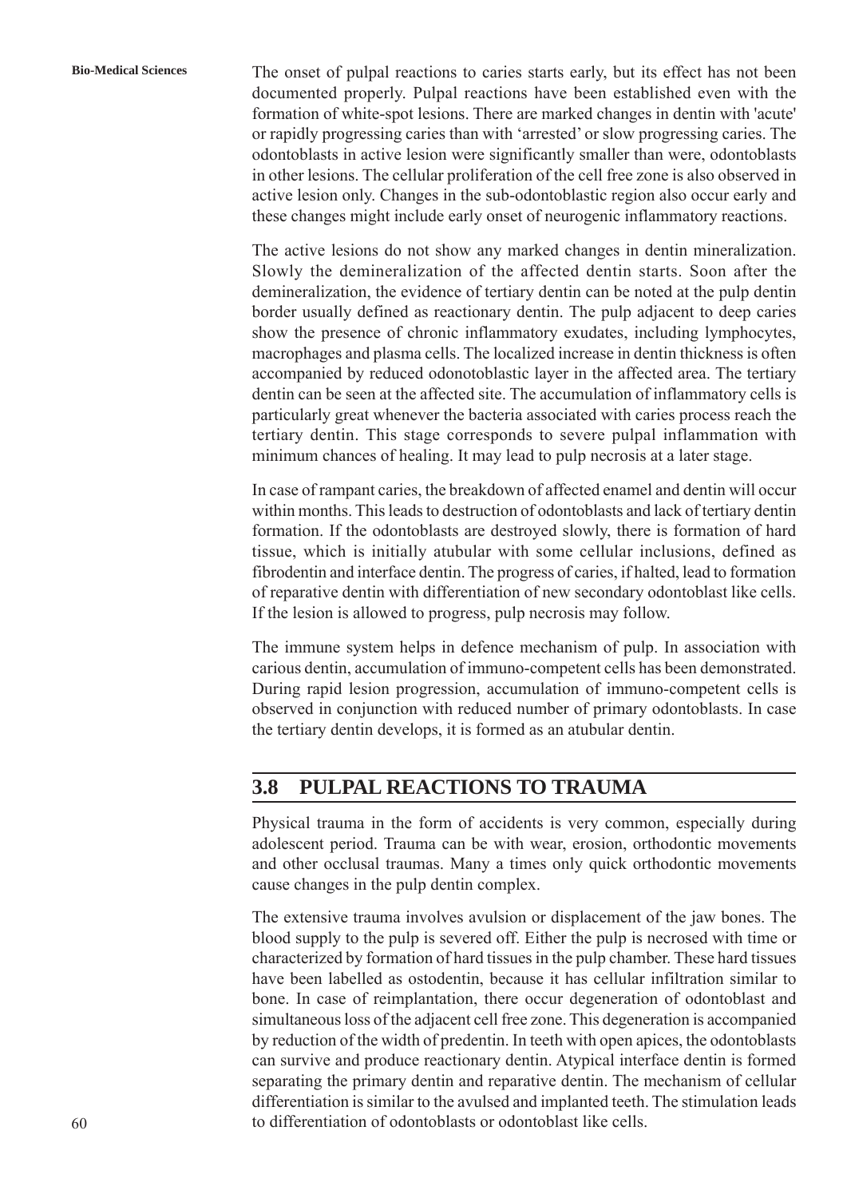The onset of pulpal reactions to caries starts early, but its effect has not been documented properly. Pulpal reactions have been established even with the formation of white-spot lesions. There are marked changes in dentin with 'acute' or rapidly progressing caries than with 'arrested' or slow progressing caries. The odontoblasts in active lesion were significantly smaller than were, odontoblasts in other lesions. The cellular proliferation of the cell free zone is also observed in active lesion only. Changes in the sub-odontoblastic region also occur early and these changes might include early onset of neurogenic inflammatory reactions.

The active lesions do not show any marked changes in dentin mineralization. Slowly the demineralization of the affected dentin starts. Soon after the demineralization, the evidence of tertiary dentin can be noted at the pulp dentin border usually defined as reactionary dentin. The pulp adjacent to deep caries show the presence of chronic inflammatory exudates, including lymphocytes, macrophages and plasma cells. The localized increase in dentin thickness is often accompanied by reduced odonotoblastic layer in the affected area. The tertiary dentin can be seen at the affected site. The accumulation of inflammatory cells is particularly great whenever the bacteria associated with caries process reach the tertiary dentin. This stage corresponds to severe pulpal inflammation with minimum chances of healing. It may lead to pulp necrosis at a later stage.

In case of rampant caries, the breakdown of affected enamel and dentin will occur within months. This leads to destruction of odontoblasts and lack of tertiary dentin formation. If the odontoblasts are destroyed slowly, there is formation of hard tissue, which is initially atubular with some cellular inclusions, defined as fibrodentin and interface dentin. The progress of caries, if halted, lead to formation of reparative dentin with differentiation of new secondary odontoblast like cells. If the lesion is allowed to progress, pulp necrosis may follow.

The immune system helps in defence mechanism of pulp. In association with carious dentin, accumulation of immuno-competent cells has been demonstrated. During rapid lesion progression, accumulation of immuno-competent cells is observed in conjunction with reduced number of primary odontoblasts. In case the tertiary dentin develops, it is formed as an atubular dentin.

## 3.8 PULPAL REACTIONS TO TRAUMA

Physical trauma in the form of accidents is very common, especially during adolescent period. Trauma can be with wear, erosion, orthodontic movements and other occlusal traumas. Many a times only quick orthodontic movements cause changes in the pulp dentin complex.

The extensive trauma involves avulsion or displacement of the jaw bones. The blood supply to the pulp is severed off. Either the pulp is necrosed with time or characterized by formation of hard tissues in the pulp chamber. These hard tissues have been labelled as ostodentin, because it has cellular infiltration similar to bone. In case of reimplantation, there occur degeneration of odontoblast and simultaneous loss of the adjacent cell free zone. This degeneration is accompanied by reduction of the width of predentin. In teeth with open apices, the odontoblasts can survive and produce reactionary dentin. Atypical interface dentin is formed separating the primary dentin and reparative dentin. The mechanism of cellular differentiation is similar to the avulsed and implanted teeth. The stimulation leads to differentiation of odontoblasts or odontoblast like cells.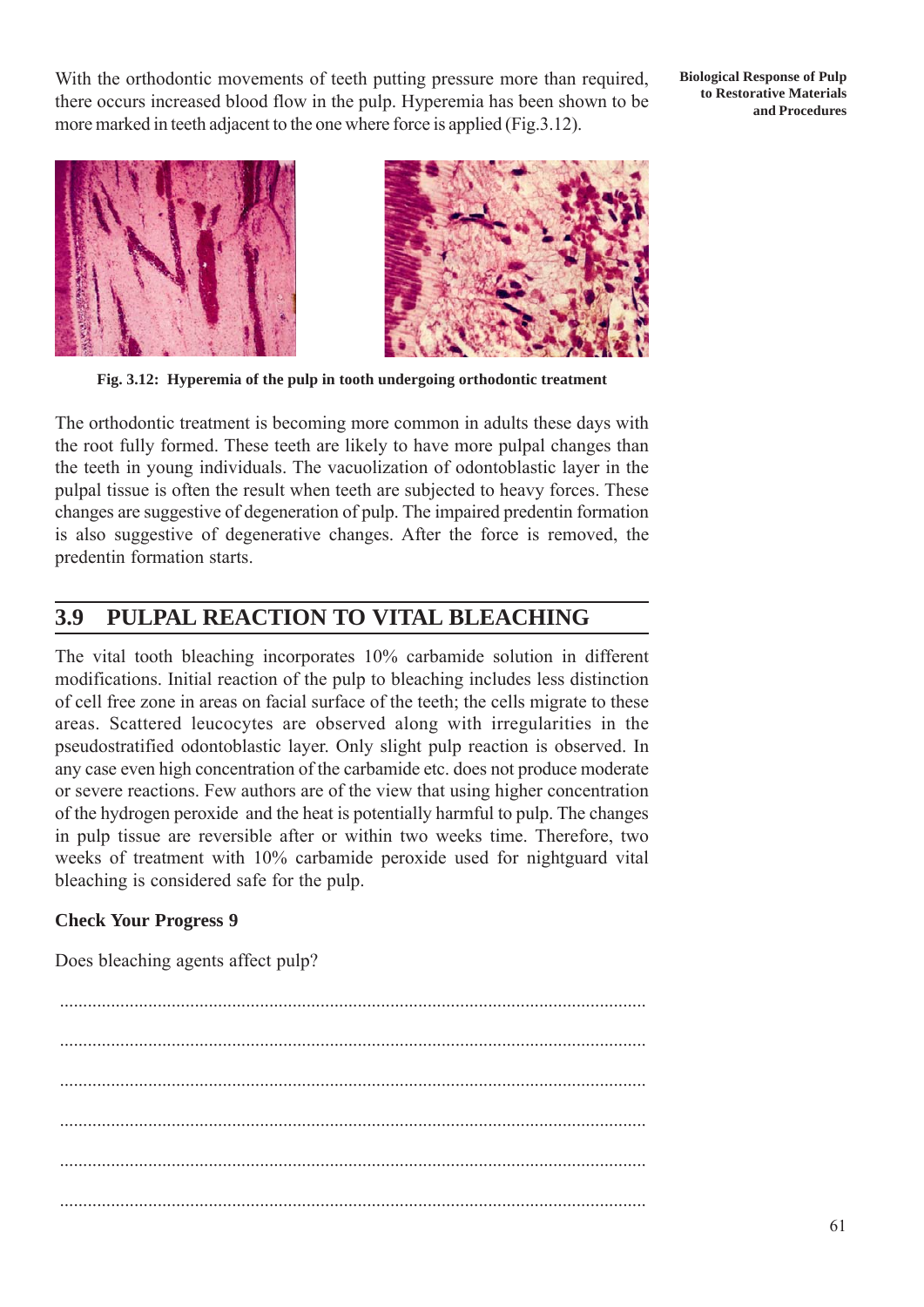With the orthodontic movements of teeth putting pressure more than required, there occurs increased blood flow in the pulp. Hyperemia has been shown to be more marked in teeth adjacent to the one where force is applied (Fig.3.12).

**Fig. 3.12: Hyperemia of the pulp in tooth undergoing orthodontic treatment**

The orthodontic treatment is becoming more common in adults these days with the root fully formed. These teeth are likely to have more pulpal changes than the teeth in young individuals. The vacuolization of odontoblastic layer in the pulpal tissue is often the result when teeth are subjected to heavy forces. These changes are suggestive of degeneration of pulp. The impaired predentin formation is also suggestive of degenerative changes. After the force is removed, the predentin formation starts.

## 3.9 PULPAL REACTION TO VITAL BLEACHING

The vital tooth bleaching incorporates 10% carbamide solution in different modifications. Initial reaction of the pulp to bleaching includes less distinction of cell free zone in areas on facial surface of the teeth; the cells migrate to these areas. Scattered leucocytes are observed along with irregularities in the pseudostratified odontoblastic layer. Only slight pulp reaction is observed. In any case even high concentration of the carbamide etc. does not produce moderate or severe reactions. Few authors are of the view that using higher concentration of the hydrogen peroxide and the heat is potentially harmful to pulp. The changes in pulp tissue are reversible after or within two weeks time. Therefore, two weeks of treatment with 10% carbamide peroxide used for nightguard vital bleaching is considered safe for the pulp.

**Check Your Progress 9**

Does bleaching agents affect pulp?

...........................................................................................................................

...........................................................................................................................

...........................................................................................................................

...........................................................................................................................

...........................................................................................................................

...........................................................................................................................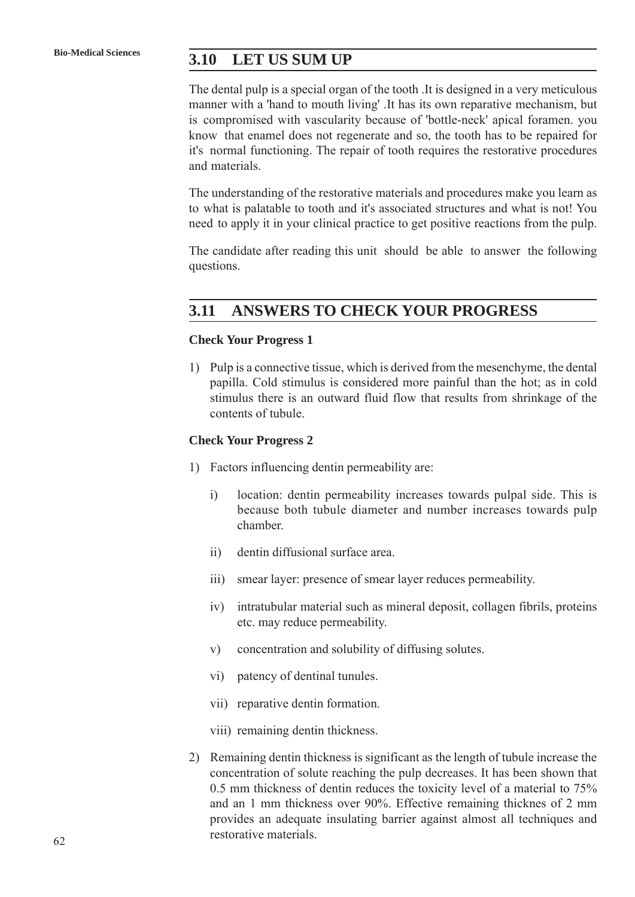## 3.10 LET US SUM UP

The dental pulp is a special organ of the tooth .It is designed in a very meticulous manner with a 'hand to mouth living' .It has its own reparative mechanism, but is compromised with vascularity because of 'bottle-neck' apical foramen. you know that enamel does not regenerate and so, the tooth has to be repaired for it's normal functioning. The repair of tooth requires the restorative procedures and materials.

The understanding of the restorative materials and procedures make you learn as to what is palatable to tooth and it's associated structures and what is not! You need to apply it in your clinical practice to get positive reactions from the pulp.

The candidate after reading this unit should be able to answer the following questions.

## 3.11 ANSWERS TO CHECK YOUR PROGRESS

**Check Your Progress 1**

1) Pulp is a connective tissue, which is derived from the mesenchyme, the dental papilla. Cold stimulus is considered more painful than the hot; as in cold stimulus there is an outward fluid flow that results from shrinkage of the contents of tubule.

**Check Your Progress 2**

1) Factors influencing dentin permeability are:

   i) location: dentin permeability increases towards pulpal side. This is because both tubule diameter and number increases towards pulp chamber.

   ii) dentin diffusional surface area.

   iii) smear layer: presence of smear layer reduces permeability.

   iv) intratubular material such as mineral deposit, collagen fibrils, proteins etc. may reduce permeability.

   v) concentration and solubility of diffusing solutes.

   vi) patency of dentinal tunules.

   vii) reparative dentin formation.

   viii) remaining dentin thickness.

2) Remaining dentin thickness is significant as the length of tubule increase the concentration of solute reaching the pulp decreases. It has been shown that 0.5 mm thickness of dentin reduces the toxicity level of a material to 75% and an 1 mm thickness over 90%. Effective remaining thicknes of 2 mm provides an adequate insulating barrier against almost all techniques and restorative materials.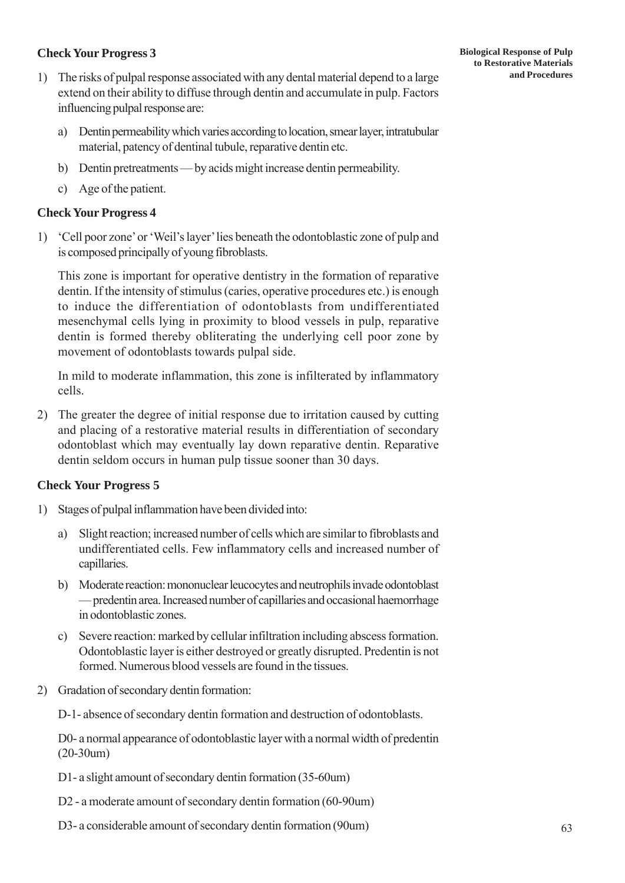### Check Your Progress 3

1) The risks of pulpal response associated with any dental material depend to a large extend on their ability to diffuse through dentin and accumulate in pulp. Factors influencing pulpal response are:

   a) Dentin permeability which varies according to location, smear layer, intratubular material, patency of dentinal tubule, reparative dentin etc.

   b) Dentin pretreatments — by acids might increase dentin permeability.

   c) Age of the patient.

### Check Your Progress 4

1) 'Cell poor zone' or 'Weil's layer' lies beneath the odontoblastic zone of pulp and is composed principally of young fibroblasts.

   This zone is important for operative dentistry in the formation of reparative dentin. If the intensity of stimulus (caries, operative procedures etc.) is enough to induce the differentiation of odontoblasts from undifferentiated mesenchymal cells lying in proximity to blood vessels in pulp, reparative dentin is formed thereby obliterating the underlying cell poor zone by movement of odontoblasts towards pulpal side.

   In mild to moderate inflammation, this zone is infilterated by inflammatory cells.

2) The greater the degree of initial response due to irritation caused by cutting and placing of a restorative material results in differentiation of secondary odontoblast which may eventually lay down reparative dentin. Reparative dentin seldom occurs in human pulp tissue sooner than 30 days.

### Check Your Progress 5

1) Stages of pulpal inflammation have been divided into:

   a) Slight reaction; increased number of cells which are similar to fibroblasts and undifferentiated cells. Few inflammatory cells and increased number of capillaries.

   b) Moderate reaction: mononuclear leucocytes and neutrophils invade odontoblast — predentin area. Increased number of capillaries and occasional haemorrhage in odontoblastic zones.

   c) Severe reaction: marked by cellular infiltration including abscess formation. Odontoblastic layer is either destroyed or greatly disrupted. Predentin is not formed. Numerous blood vessels are found in the tissues.

2) Gradation of secondary dentin formation:

   D-1- absence of secondary dentin formation and destruction of odontoblasts.

   D0- a normal appearance of odontoblastic layer with a normal width of predentin (20-30um)

   D1- a slight amount of secondary dentin formation (35-60um)

   D2 - a moderate amount of secondary dentin formation (60-90um)

   D3- a considerable amount of secondary dentin formation (90um)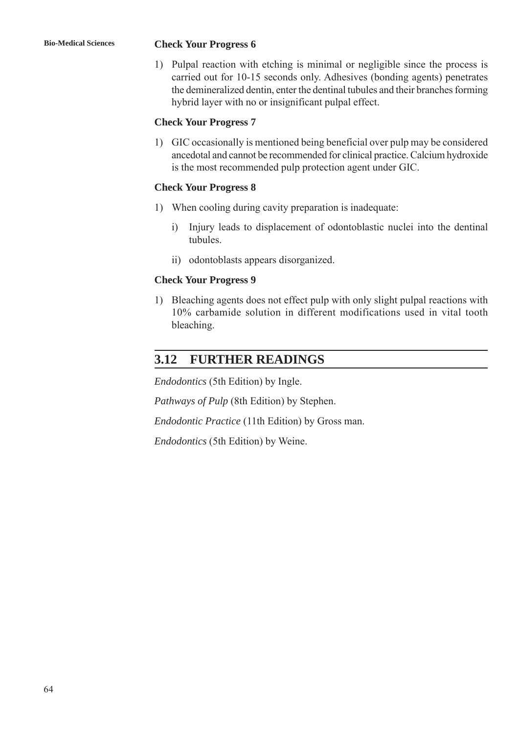**Check Your Progress 6**

1) Pulpal reaction with etching is minimal or negligible since the process is carried out for 10-15 seconds only. Adhesives (bonding agents) penetrates the demineralized dentin, enter the dentinal tubules and their branches forming hybrid layer with no or insignificant pulpal effect.

**Check Your Progress 7**

1) GIC occasionally is mentioned being beneficial over pulp may be considered ancedotal and cannot be recommended for clinical practice. Calcium hydroxide is the most recommended pulp protection agent under GIC.

**Check Your Progress 8**

1) When cooling during cavity preparation is inadequate:

   i) Injury leads to displacement of odontoblastic nuclei into the dentinal tubules.

   ii) odontoblasts appears disorganized.

**Check Your Progress 9**

1) Bleaching agents does not effect pulp with only slight pulpal reactions with 10% carbamide solution in different modifications used in vital tooth bleaching.

## 3.12 FURTHER READINGS

*Endodontics* (5th Edition) by Ingle.

*Pathways of Pulp* (8th Edition) by Stephen.

*Endodontic Practice* (11th Edition) by Gross man.

*Endodontics* (5th Edition) by Weine.